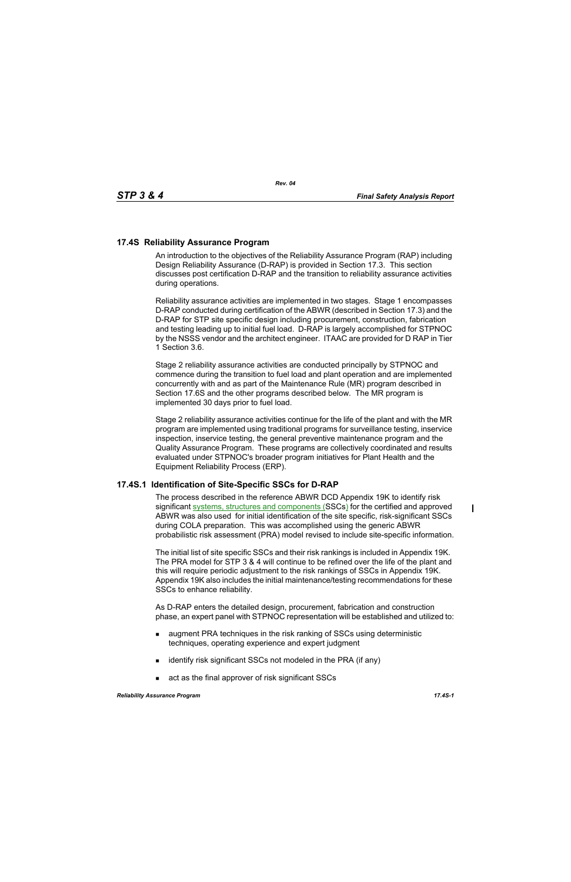## 17.4S Reliability Assurance Program

An introduction to the objectives of the Reliability Assurance Program (RAP) including Design Reliability Assurance (D-RAP) is provided in Section 17.3. This section discusses post certification D-RAP and the transition to reliability assurance activities during operations.

Reliability assurance activities are implemented in two stages. Stage 1 encompasses D-RAP conducted during certification of the ABWR (described in Section 17.3) and the D-RAP for STP site specific design including procurement, construction, fabrication and testing leading up to initial fuel load. D-RAP is largely accomplished for STPNOC by the NSSS vendor and the architect engineer. ITAAC are provided for D RAP in Tier 1 Section 3.6.

Stage 2 reliability assurance activities are conducted principally by STPNOC and commence during the transition to fuel load and plant operation and are implemented concurrently with and as part of the Maintenance Rule (MR) program described in Section 17.6S and the other programs described below. The MR program is implemented 30 days prior to fuel load.

Stage 2 reliability assurance activities continue for the life of the plant and with the MR program are implemented using traditional programs for surveillance testing, inservice inspection, inservice testing, the general preventive maintenance program and the Quality Assurance Program. These programs are collectively coordinated and results evaluated under STPNOC's broader program initiatives for Plant Health and the Equipment Reliability Process (ERP).

### 17.4S.1 Identification of Site-Specific SSCs for D-RAP

The process described in the reference ABWR DCD Appendix 19K to identify risk significant systems, structures and components (SSCs) for the certified and approved ABWR was also used for initial identification of the site specific, risk-significant SSCs during COLA preparation. This was accomplished using the generic ABWR probabilistic risk assessment (PRA) model revised to include site-specific information.

The initial list of site specific SSCs and their risk rankings is included in Appendix 19K. The PRA model for STP 3 & 4 will continue to be refined over the life of the plant and this will require periodic adjustment to the risk rankings of SSCs in Appendix 19K. Appendix 19K also includes the initial maintenance/testing recommendations for these SSCs to enhance reliability.

As D-RAP enters the detailed design, procurement, fabrication and construction phase, an expert panel with STPNOC representation will be established and utilized to:

- augment PRA techniques in the risk ranking of SSCs using deterministic techniques, operating experience and expert judgment
- identify risk significant SSCs not modeled in the PRA (if any)
- act as the final approver of risk significant SSCs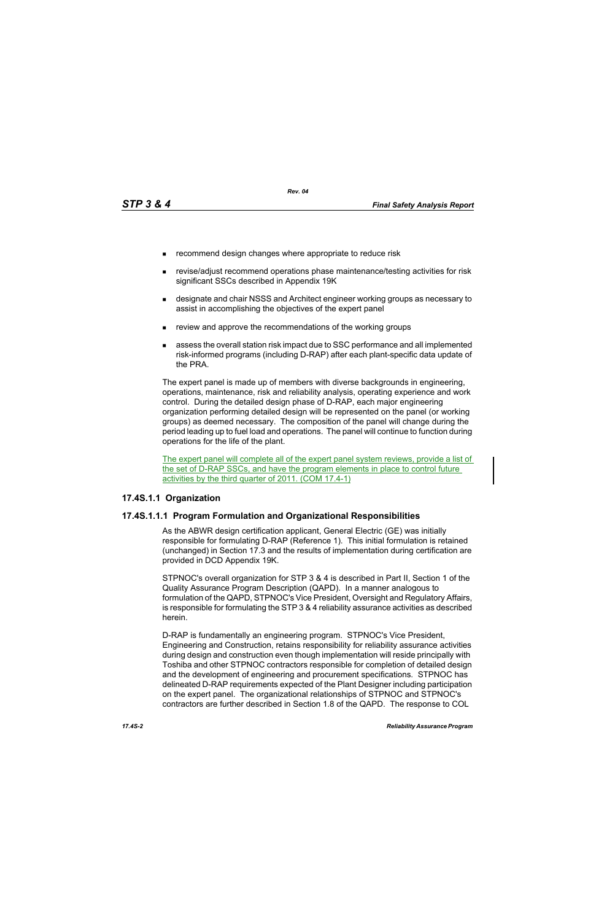- recommend design changes where appropriate to reduce risk
- revise/adjust recommend operations phase maintenance/testing activities for risk significant SSCs described in Appendix 19K
- designate and chair NSSS and Architect engineer working groups as necessary to assist in accomplishing the objectives of the expert panel
- review and approve the recommendations of the working groups
- assess the overall station risk impact due to SSC performance and all implemented risk-informed programs (including D-RAP) after each plant-specific data update of the PRA.

The expert panel is made up of members with diverse backgrounds in engineering, operations, maintenance, risk and reliability analysis, operating experience and work control. During the detailed design phase of D-RAP, each major engineering organization performing detailed design will be represented on the panel (or working groups) as deemed necessary. The composition of the panel will change during the period leading up to fuel load and operations. The panel will continue to function during operations for the life of the plant.

The expert panel will complete all of the expert panel system reviews, provide a list of the set of D-RAP SSCs, and have the program elements in place to control future activities by the third quarter of 2011. (COM 17.4-1)

### 17.4S.1.1 Organization

#### 17.4S.1.1.1 Program Formulation and Organizational Responsibilities

As the ABWR design certification applicant, General Electric (GE) was initially responsible for formulating D-RAP (Reference 1). This initial formulation is retained (unchanged) in Section 17.3 and the results of implementation during certification are provided in DCD Appendix 19K.

STPNOC's overall organization for STP 3 & 4 is described in Part II, Section 1 of the Quality Assurance Program Description (QAPD). In a manner analogous to formulation of the QAPD, STPNOC's Vice President, Oversight and Regulatory Affairs, is responsible for formulating the STP 3 & 4 reliability assurance activities as described herein.

D-RAP is fundamentally an engineering program. STPNOC's Vice President, Engineering and Construction, retains responsibility for reliability assurance activities during design and construction even though implementation will reside principally with Toshiba and other STPNOC contractors responsible for completion of detailed design and the development of engineering and procurement specifications. STPNOC has delineated D-RAP requirements expected of the Plant Designer including participation on the expert panel. The organizational relationships of STPNOC and STPNOC's contractors are further described in Section 1.8 of the QAPD. The response to COL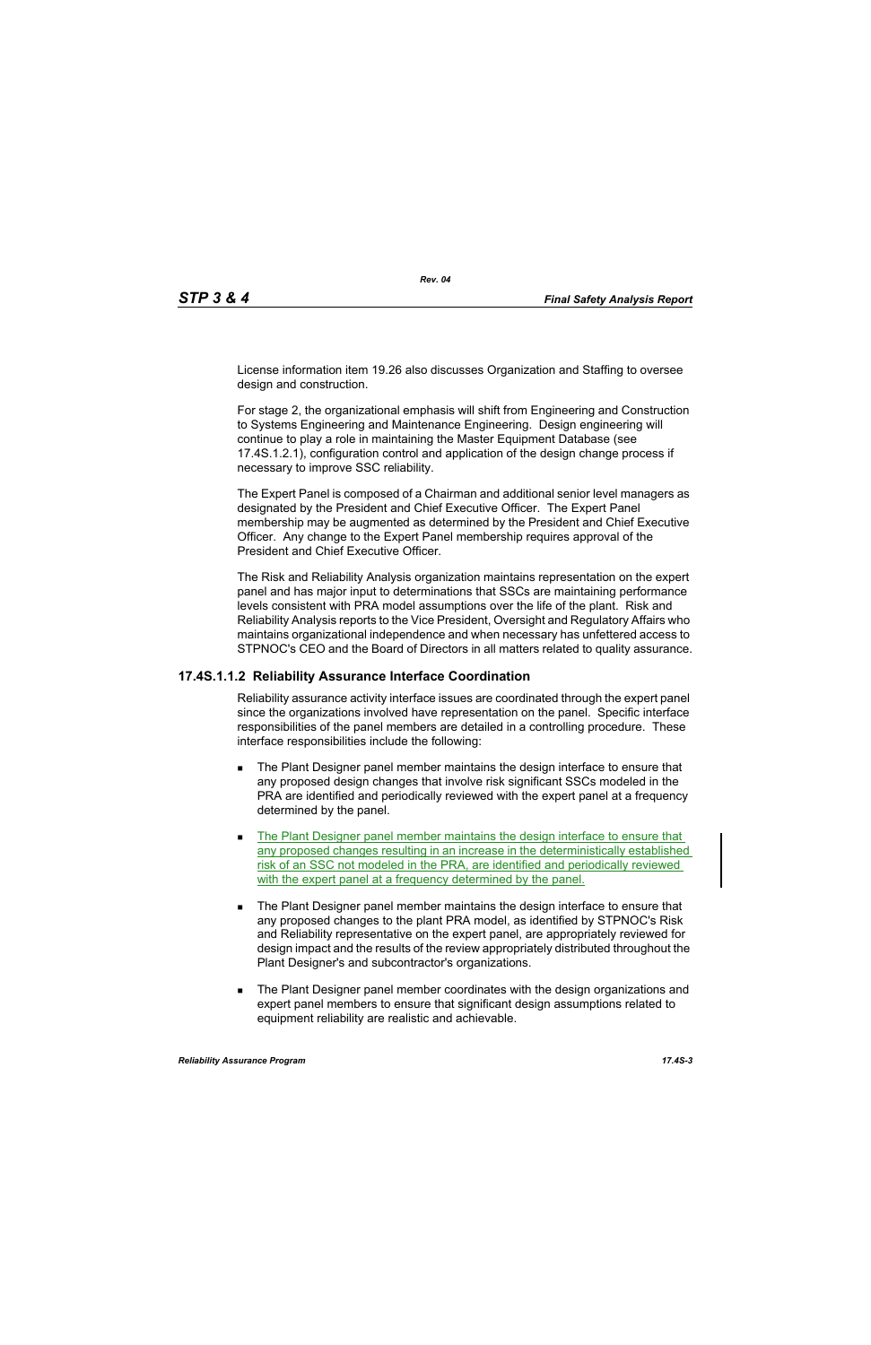License information item 19.26 also discusses Organization and Staffing to oversee design and construction.

For stage 2, the organizational emphasis will shift from Engineering and Construction to Systems Engineering and Maintenance Engineering. Design engineering will continue to play a role in maintaining the Master Equipment Database (see 17.4S.1.2.1), configuration control and application of the design change process if necessary to improve SSC reliability.

The Expert Panel is composed of a Chairman and additional senior level managers as designated by the President and Chief Executive Officer. The Expert Panel membership may be augmented as determined by the President and Chief Executive Officer. Any change to the Expert Panel membership requires approval of the President and Chief Executive Officer.

The Risk and Reliability Analysis organization maintains representation on the expert panel and has major input to determinations that SSCs are maintaining performance levels consistent with PRA model assumptions over the life of the plant. Risk and Reliability Analysis reports to the Vice President, Oversight and Regulatory Affairs who maintains organizational independence and when necessary has unfettered access to STPNOC's CEO and the Board of Directors in all matters related to quality assurance.

### 17.4S.1.1.2 Reliability Assurance Interface Coordination

Reliability assurance activity interface issues are coordinated through the expert panel since the organizations involved have representation on the panel. Specific interface responsibilities of the panel members are detailed in a controlling procedure. These interface responsibilities include the following:

- The Plant Designer panel member maintains the design interface to ensure that any proposed design changes that involve risk significant SSCs modeled in the PRA are identified and periodically reviewed with the expert panel at a frequency determined by the panel.

- The Plant Designer panel member maintains the design interface to ensure that any proposed changes resulting in an increase in the deterministically established risk of an SSC not modeled in the PRA, are identified and periodically reviewed with the expert panel at a frequency determined by the panel.

- The Plant Designer panel member maintains the design interface to ensure that any proposed changes to the plant PRA model, as identified by STPNOC's Risk and Reliability representative on the expert panel, are appropriately reviewed for design impact and the results of the review appropriately distributed throughout the Plant Designer's and subcontractor's organizations.

- The Plant Designer panel member coordinates with the design organizations and expert panel members to ensure that significant design assumptions related to equipment reliability are realistic and achievable.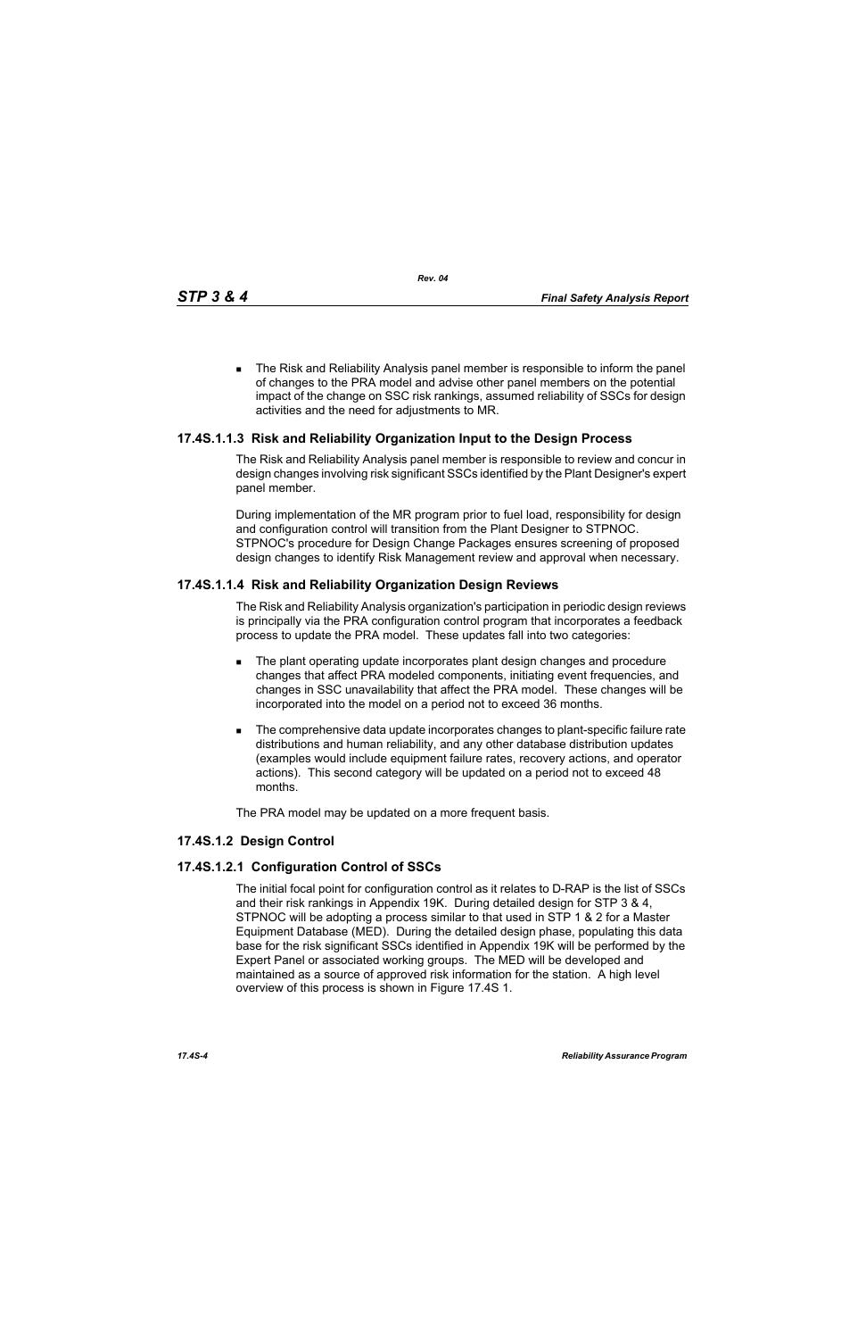- The Risk and Reliability Analysis panel member is responsible to inform the panel of changes to the PRA model and advise other panel members on the potential impact of the change on SSC risk rankings, assumed reliability of SSCs for design activities and the need for adjustments to MR.

### 17.4S.1.1.3 Risk and Reliability Organization Input to the Design Process

The Risk and Reliability Analysis panel member is responsible to review and concur in design changes involving risk significant SSCs identified by the Plant Designer's expert panel member.

During implementation of the MR program prior to fuel load, responsibility for design and configuration control will transition from the Plant Designer to STPNOC. STPNOC's procedure for Design Change Packages ensures screening of proposed design changes to identify Risk Management review and approval when necessary.

### 17.4S.1.1.4 Risk and Reliability Organization Design Reviews

The Risk and Reliability Analysis organization's participation in periodic design reviews is principally via the PRA configuration control program that incorporates a feedback process to update the PRA model. These updates fall into two categories:

- The plant operating update incorporates plant design changes and procedure changes that affect PRA modeled components, initiating event frequencies, and changes in SSC unavailability that affect the PRA model. These changes will be incorporated into the model on a period not to exceed 36 months.
- The comprehensive data update incorporates changes to plant-specific failure rate distributions and human reliability, and any other database distribution updates (examples would include equipment failure rates, recovery actions, and operator actions). This second category will be updated on a period not to exceed 48 months.

The PRA model may be updated on a more frequent basis.

### 17.4S.1.2 Design Control

### 17.4S.1.2.1 Configuration Control of SSCs

The initial focal point for configuration control as it relates to D-RAP is the list of SSCs and their risk rankings in Appendix 19K. During detailed design for STP 3 & 4, STPNOC will be adopting a process similar to that used in STP 1 & 2 for a Master Equipment Database (MED). During the detailed design phase, populating this data base for the risk significant SSCs identified in Appendix 19K will be performed by the Expert Panel or associated working groups. The MED will be developed and maintained as a source of approved risk information for the station. A high level overview of this process is shown in Figure 17.4S 1.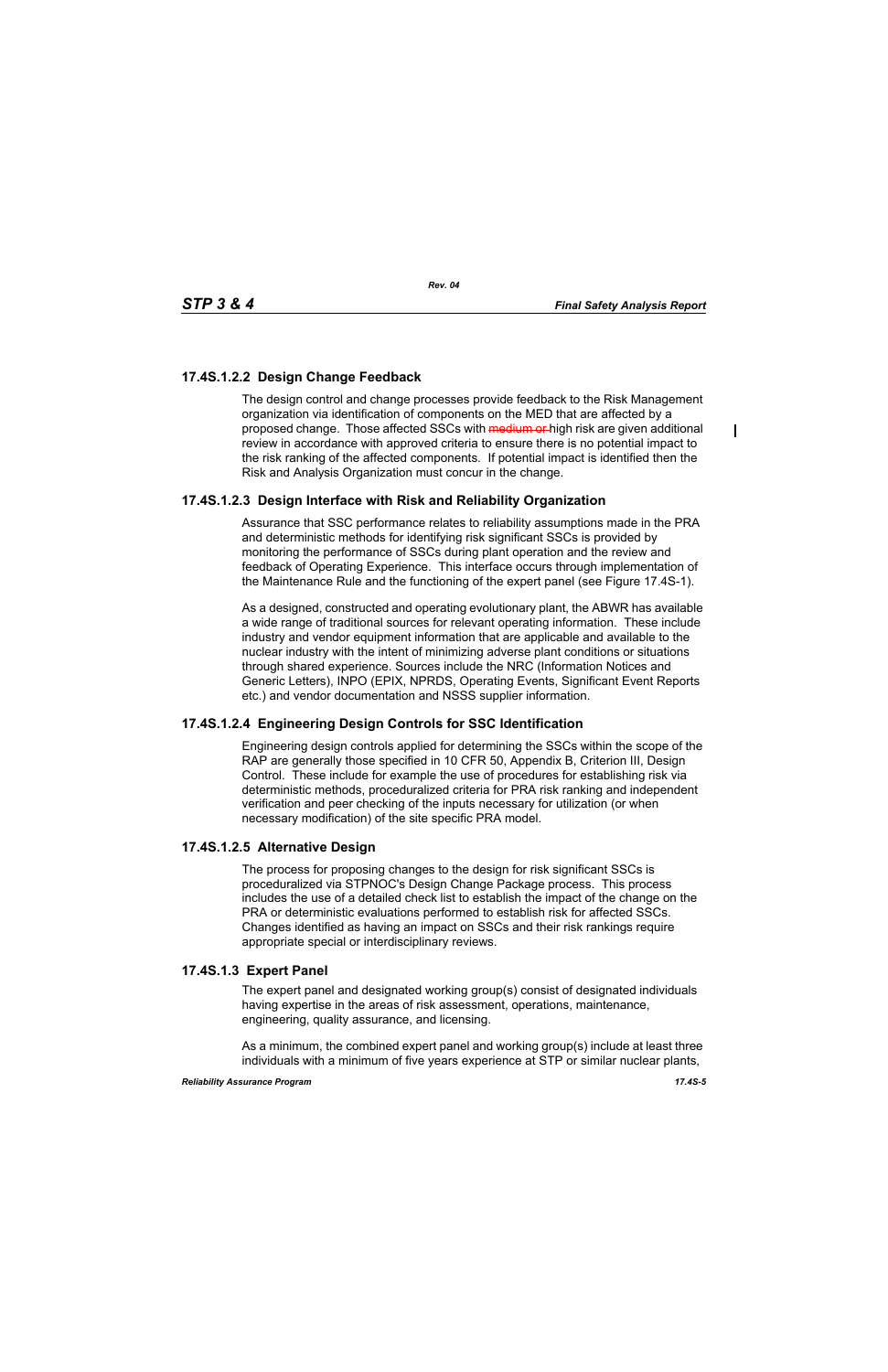### 17.4S.1.2.2 Design Change Feedback

The design control and change processes provide feedback to the Risk Management organization via identification of components on the MED that are affected by a proposed change. Those affected SSCs with ~~medium or~~ high risk are given additional review in accordance with approved criteria to ensure there is no potential impact to the risk ranking of the affected components. If potential impact is identified then the Risk and Analysis Organization must concur in the change.

### 17.4S.1.2.3 Design Interface with Risk and Reliability Organization

Assurance that SSC performance relates to reliability assumptions made in the PRA and deterministic methods for identifying risk significant SSCs is provided by monitoring the performance of SSCs during plant operation and the review and feedback of Operating Experience. This interface occurs through implementation of the Maintenance Rule and the functioning of the expert panel (see Figure 17.4S-1).

As a designed, constructed and operating evolutionary plant, the ABWR has available a wide range of traditional sources for relevant operating information. These include industry and vendor equipment information that are applicable and available to the nuclear industry with the intent of minimizing adverse plant conditions or situations through shared experience. Sources include the NRC (Information Notices and Generic Letters), INPO (EPIX, NPRDS, Operating Events, Significant Event Reports etc.) and vendor documentation and NSSS supplier information.

### 17.4S.1.2.4 Engineering Design Controls for SSC Identification

Engineering design controls applied for determining the SSCs within the scope of the RAP are generally those specified in 10 CFR 50, Appendix B, Criterion III, Design Control. These include for example the use of procedures for establishing risk via deterministic methods, proceduralized criteria for PRA risk ranking and independent verification and peer checking of the inputs necessary for utilization (or when necessary modification) of the site specific PRA model.

### 17.4S.1.2.5 Alternative Design

The process for proposing changes to the design for risk significant SSCs is proceduralized via STPNOC's Design Change Package process. This process includes the use of a detailed check list to establish the impact of the change on the PRA or deterministic evaluations performed to establish risk for affected SSCs. Changes identified as having an impact on SSCs and their risk rankings require appropriate special or interdisciplinary reviews.

### 17.4S.1.3 Expert Panel

The expert panel and designated working group(s) consist of designated individuals having expertise in the areas of risk assessment, operations, maintenance, engineering, quality assurance, and licensing.

As a minimum, the combined expert panel and working group(s) include at least three individuals with a minimum of five years experience at STP or similar nuclear plants,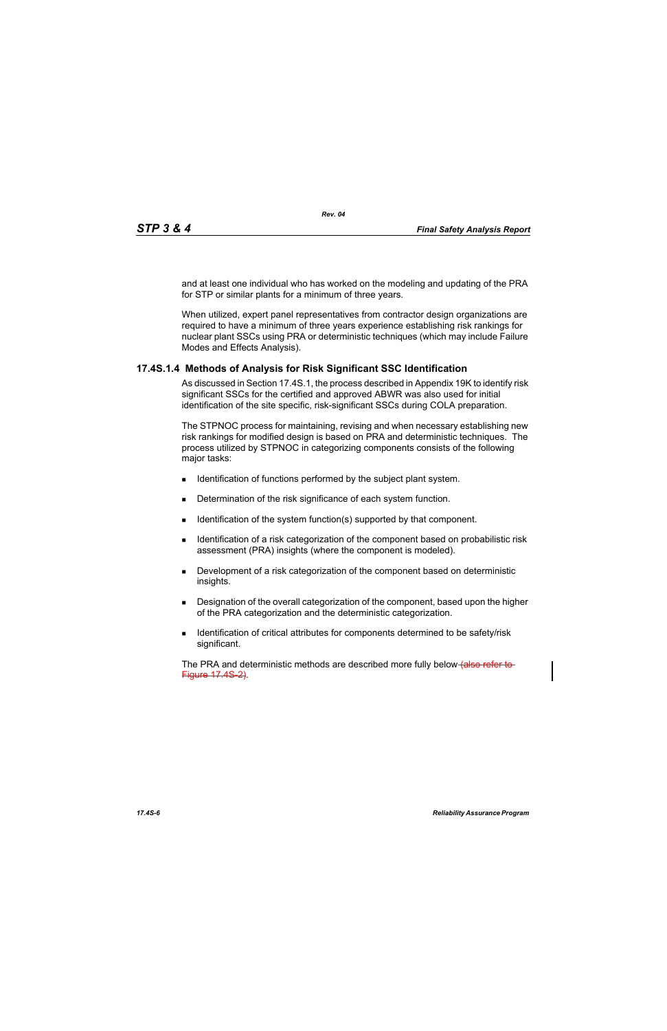and at least one individual who has worked on the modeling and updating of the PRA for STP or similar plants for a minimum of three years.

When utilized, expert panel representatives from contractor design organizations are required to have a minimum of three years experience establishing risk rankings for nuclear plant SSCs using PRA or deterministic techniques (which may include Failure Modes and Effects Analysis).

### 17.4S.1.4 Methods of Analysis for Risk Significant SSC Identification

As discussed in Section 17.4S.1, the process described in Appendix 19K to identify risk significant SSCs for the certified and approved ABWR was also used for initial identification of the site specific, risk-significant SSCs during COLA preparation.

The STPNOC process for maintaining, revising and when necessary establishing new risk rankings for modified design is based on PRA and deterministic techniques. The process utilized by STPNOC in categorizing components consists of the following major tasks:

- Identification of functions performed by the subject plant system.
- Determination of the risk significance of each system function.
- Identification of the system function(s) supported by that component.
- Identification of a risk categorization of the component based on probabilistic risk assessment (PRA) insights (where the component is modeled).
- Development of a risk categorization of the component based on deterministic insights.
- Designation of the overall categorization of the component, based upon the higher of the PRA categorization and the deterministic categorization.
- Identification of critical attributes for components determined to be safety/risk significant.

The PRA and deterministic methods are described more fully below ~~(also refer to Figure 17.4S-2)~~.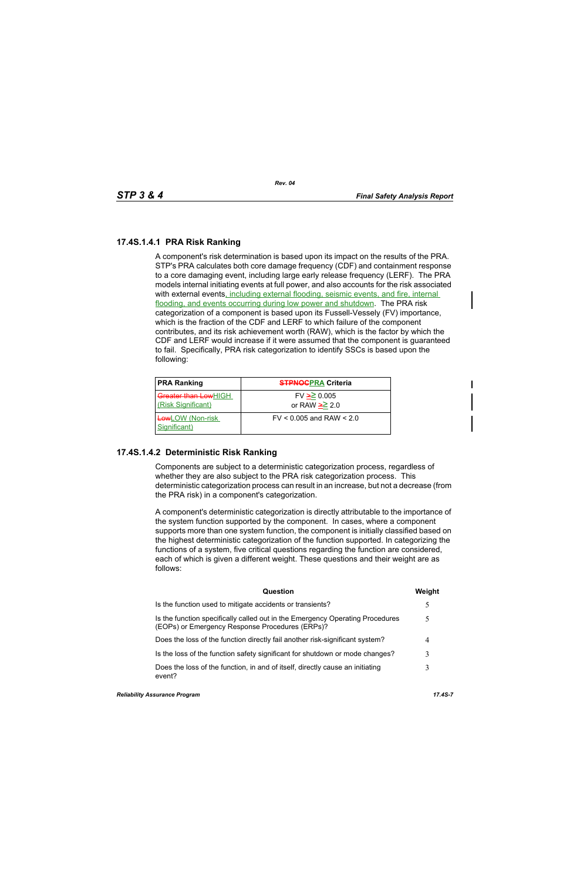### 17.4S.1.4.1 PRA Risk Ranking

A component's risk determination is based upon its impact on the results of the PRA. STP's PRA calculates both core damage frequency (CDF) and containment response to a core damaging event, including large early release frequency (LERF). The PRA models internal initiating events at full power, and also accounts for the risk associated with external events, including external flooding, seismic events, and fire, internal flooding, and events occurring during low power and shutdown. The PRA risk categorization of a component is based upon its Fussell-Vessely (FV) importance, which is the fraction of the CDF and LERF to which failure of the component contributes, and its risk achievement worth (RAW), which is the factor by which the CDF and LERF would increase if it were assumed that the component is guaranteed to fail. Specifically, PRA risk categorization to identify SSCs is based upon the following:

| PRA Ranking | PRA Criteria |
|---|---|
| HIGH (Risk Significant) | FV ≥ 0.005<br>or RAW ≥ 2.0 |
| LOW (Non-risk Significant) | FV < 0.005 and RAW < 2.0 |

### 17.4S.1.4.2 Deterministic Risk Ranking

Components are subject to a deterministic categorization process, regardless of whether they are also subject to the PRA risk categorization process. This deterministic categorization process can result in an increase, but not a decrease (from the PRA risk) in a component's categorization.

A component's deterministic categorization is directly attributable to the importance of the system function supported by the component. In cases, where a component supports more than one system function, the component is initially classified based on the highest deterministic categorization of the function supported. In categorizing the functions of a system, five critical questions regarding the function are considered, each of which is given a different weight. These questions and their weight are as follows:

| Question | Weight |
|---|---|
| Is the function used to mitigate accidents or transients? | 5 |
| Is the function specifically called out in the Emergency Operating Procedures (EOPs) or Emergency Response Procedures (ERPs)? | 5 |
| Does the loss of the function directly fail another risk-significant system? | 4 |
| Is the loss of the function safety significant for shutdown or mode changes? | 3 |
| Does the loss of the function, in and of itself, directly cause an initiating event? | 3 |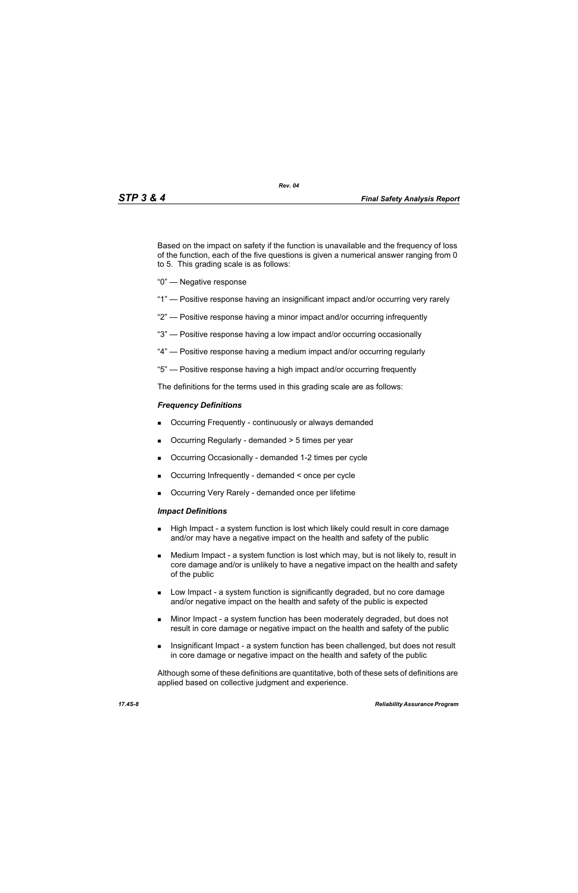Based on the impact on safety if the function is unavailable and the frequency of loss of the function, each of the five questions is given a numerical answer ranging from 0 to 5. This grading scale is as follows:

"0" — Negative response

"1" — Positive response having an insignificant impact and/or occurring very rarely

"2" — Positive response having a minor impact and/or occurring infrequently

"3" — Positive response having a low impact and/or occurring occasionally

"4" — Positive response having a medium impact and/or occurring regularly

"5" — Positive response having a high impact and/or occurring frequently

The definitions for the terms used in this grading scale are as follows:

***Frequency Definitions***

- Occurring Frequently - continuously or always demanded
- Occurring Regularly - demanded > 5 times per year
- Occurring Occasionally - demanded 1-2 times per cycle
- Occurring Infrequently - demanded < once per cycle
- Occurring Very Rarely - demanded once per lifetime

***Impact Definitions***

- High Impact - a system function is lost which likely could result in core damage and/or may have a negative impact on the health and safety of the public
- Medium Impact - a system function is lost which may, but is not likely to, result in core damage and/or is unlikely to have a negative impact on the health and safety of the public
- Low Impact - a system function is significantly degraded, but no core damage and/or negative impact on the health and safety of the public is expected
- Minor Impact - a system function has been moderately degraded, but does not result in core damage or negative impact on the health and safety of the public
- Insignificant Impact - a system function has been challenged, but does not result in core damage or negative impact on the health and safety of the public

Although some of these definitions are quantitative, both of these sets of definitions are applied based on collective judgment and experience.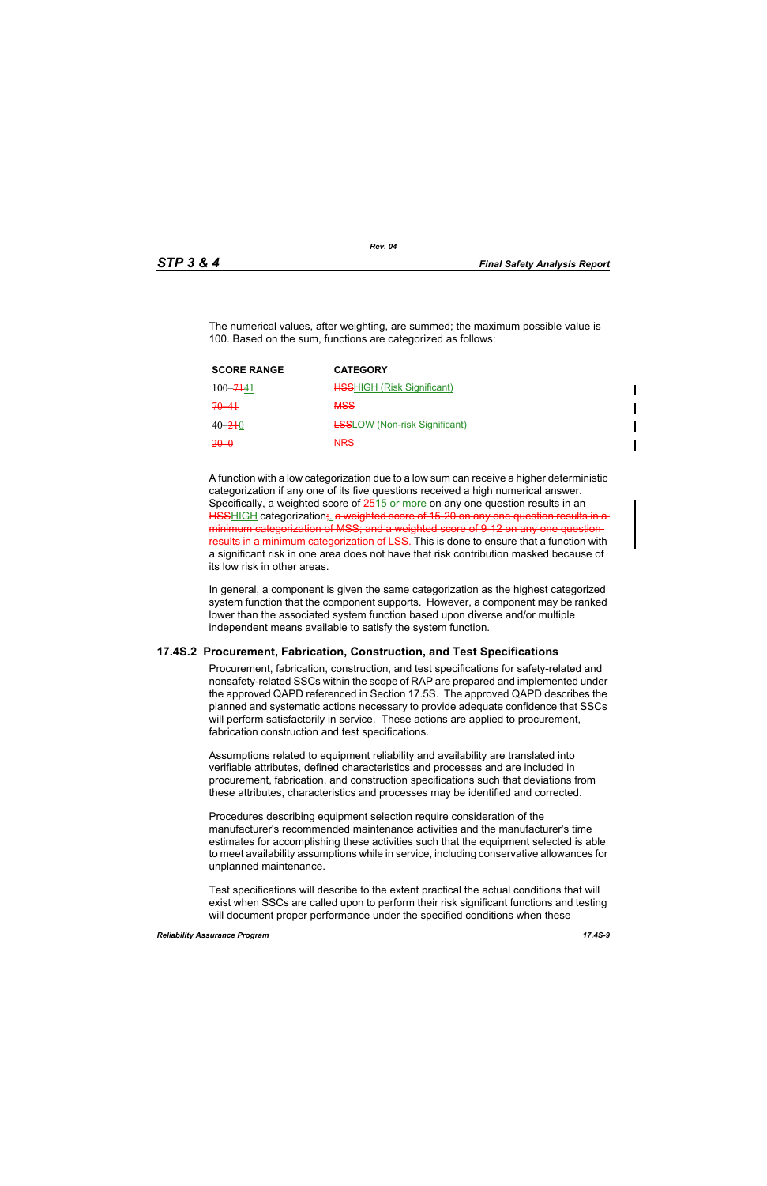The numerical values, after weighting, are summed; the maximum possible value is 100. Based on the sum, functions are categorized as follows:

| SCORE RANGE | CATEGORY |
|---|---|
| 100–~~71~~41 | ~~HSS~~HIGH (Risk Significant) |
| ~~70–41~~ | ~~MSS~~ |
| 40–~~21~~0 | ~~LSS~~LOW (Non-risk Significant) |
| ~~20–0~~ | ~~NRS~~ |

A function with a low categorization due to a low sum can receive a higher deterministic categorization if any one of its five questions received a high numerical answer. Specifically, a weighted score of ~~25~~15 or more on any one question results in an ~~HSS~~HIGH categorization~~;~~. ~~a weighted score of 15-20 on any one question results in a minimum categorization of MSS; and a weighted score of 9-12 on any one question results in a minimum categorization of LSS.~~ This is done to ensure that a function with a significant risk in one area does not have that risk contribution masked because of its low risk in other areas.

In general, a component is given the same categorization as the highest categorized system function that the component supports. However, a component may be ranked lower than the associated system function based upon diverse and/or multiple independent means available to satisfy the system function.

## 17.4S.2 Procurement, Fabrication, Construction, and Test Specifications

Procurement, fabrication, construction, and test specifications for safety-related and nonsafety-related SSCs within the scope of RAP are prepared and implemented under the approved QAPD referenced in Section 17.5S. The approved QAPD describes the planned and systematic actions necessary to provide adequate confidence that SSCs will perform satisfactorily in service. These actions are applied to procurement, fabrication construction and test specifications.

Assumptions related to equipment reliability and availability are translated into verifiable attributes, defined characteristics and processes and are included in procurement, fabrication, and construction specifications such that deviations from these attributes, characteristics and processes may be identified and corrected.

Procedures describing equipment selection require consideration of the manufacturer's recommended maintenance activities and the manufacturer's time estimates for accomplishing these activities such that the equipment selected is able to meet availability assumptions while in service, including conservative allowances for unplanned maintenance.

Test specifications will describe to the extent practical the actual conditions that will exist when SSCs are called upon to perform their risk significant functions and testing will document proper performance under the specified conditions when these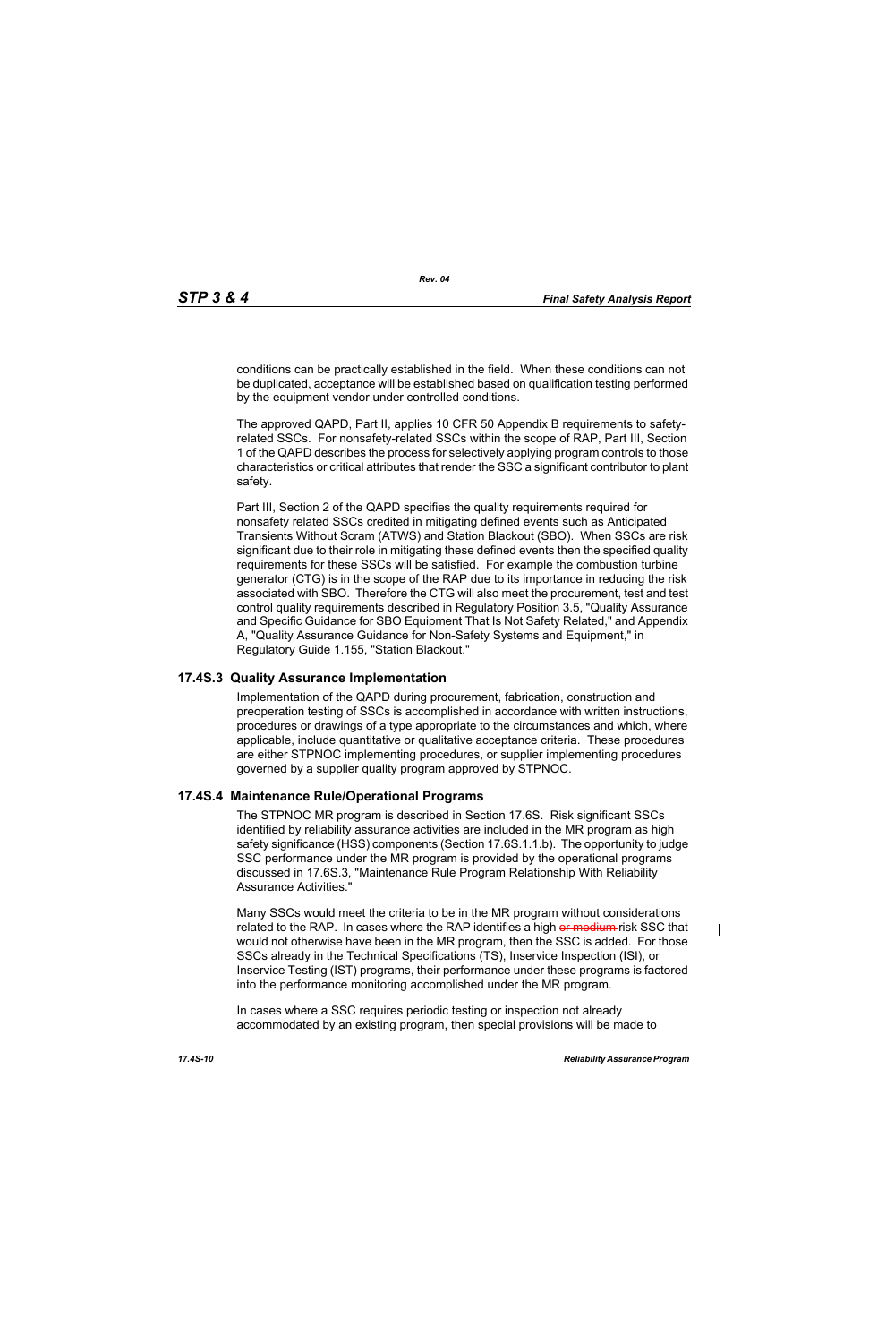conditions can be practically established in the field. When these conditions can not be duplicated, acceptance will be established based on qualification testing performed by the equipment vendor under controlled conditions.

The approved QAPD, Part II, applies 10 CFR 50 Appendix B requirements to safety-related SSCs. For nonsafety-related SSCs within the scope of RAP, Part III, Section 1 of the QAPD describes the process for selectively applying program controls to those characteristics or critical attributes that render the SSC a significant contributor to plant safety.

Part III, Section 2 of the QAPD specifies the quality requirements required for nonsafety related SSCs credited in mitigating defined events such as Anticipated Transients Without Scram (ATWS) and Station Blackout (SBO). When SSCs are risk significant due to their role in mitigating these defined events then the specified quality requirements for these SSCs will be satisfied. For example the combustion turbine generator (CTG) is in the scope of the RAP due to its importance in reducing the risk associated with SBO. Therefore the CTG will also meet the procurement, test and test control quality requirements described in Regulatory Position 3.5, "Quality Assurance and Specific Guidance for SBO Equipment That Is Not Safety Related," and Appendix A, "Quality Assurance Guidance for Non-Safety Systems and Equipment," in Regulatory Guide 1.155, "Station Blackout."

## 17.4S.3 Quality Assurance Implementation

Implementation of the QAPD during procurement, fabrication, construction and preoperation testing of SSCs is accomplished in accordance with written instructions, procedures or drawings of a type appropriate to the circumstances and which, where applicable, include quantitative or qualitative acceptance criteria. These procedures are either STPNOC implementing procedures, or supplier implementing procedures governed by a supplier quality program approved by STPNOC.

## 17.4S.4 Maintenance Rule/Operational Programs

The STPNOC MR program is described in Section 17.6S. Risk significant SSCs identified by reliability assurance activities are included in the MR program as high safety significance (HSS) components (Section 17.6S.1.1.b). The opportunity to judge SSC performance under the MR program is provided by the operational programs discussed in 17.6S.3, "Maintenance Rule Program Relationship With Reliability Assurance Activities."

Many SSCs would meet the criteria to be in the MR program without considerations related to the RAP. In cases where the RAP identifies a high ~~or medium~~ risk SSC that would not otherwise have been in the MR program, then the SSC is added. For those SSCs already in the Technical Specifications (TS), Inservice Inspection (ISI), or Inservice Testing (IST) programs, their performance under these programs is factored into the performance monitoring accomplished under the MR program.

In cases where a SSC requires periodic testing or inspection not already accommodated by an existing program, then special provisions will be made to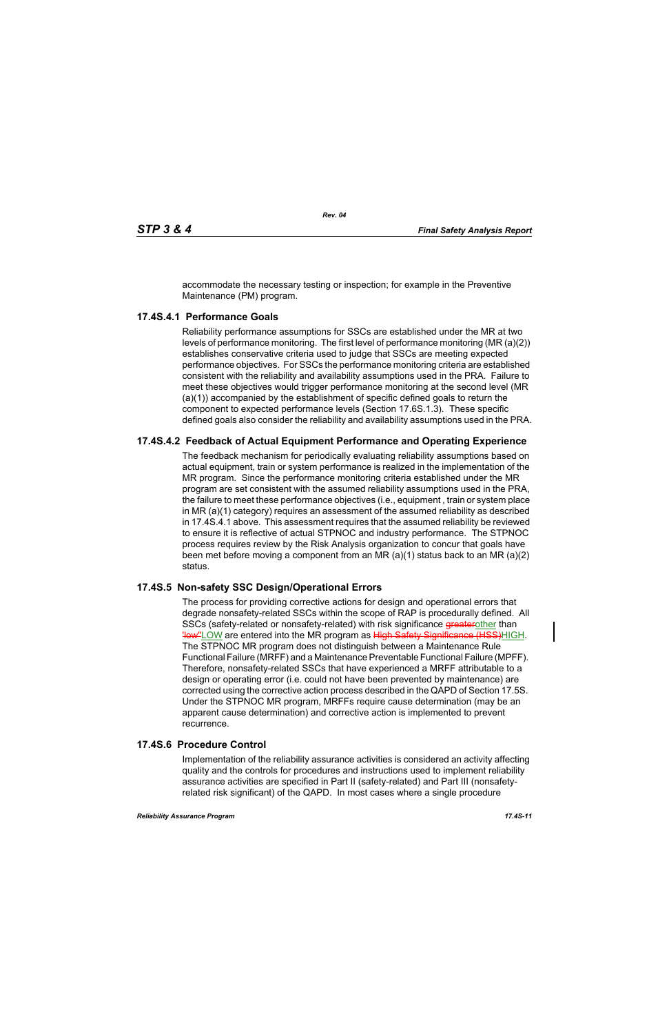accommodate the necessary testing or inspection; for example in the Preventive Maintenance (PM) program.

### 17.4S.4.1 Performance Goals

Reliability performance assumptions for SSCs are established under the MR at two levels of performance monitoring. The first level of performance monitoring (MR (a)(2)) establishes conservative criteria used to judge that SSCs are meeting expected performance objectives. For SSCs the performance monitoring criteria are established consistent with the reliability and availability assumptions used in the PRA. Failure to meet these objectives would trigger performance monitoring at the second level (MR (a)(1)) accompanied by the establishment of specific defined goals to return the component to expected performance levels (Section 17.6S.1.3). These specific defined goals also consider the reliability and availability assumptions used in the PRA.

### 17.4S.4.2 Feedback of Actual Equipment Performance and Operating Experience

The feedback mechanism for periodically evaluating reliability assumptions based on actual equipment, train or system performance is realized in the implementation of the MR program. Since the performance monitoring criteria established under the MR program are set consistent with the assumed reliability assumptions used in the PRA, the failure to meet these performance objectives (i.e., equipment , train or system place in MR (a)(1) category) requires an assessment of the assumed reliability as described in 17.4S.4.1 above. This assessment requires that the assumed reliability be reviewed to ensure it is reflective of actual STPNOC and industry performance. The STPNOC process requires review by the Risk Analysis organization to concur that goals have been met before moving a component from an MR (a)(1) status back to an MR (a)(2) status.

## 17.4S.5 Non-safety SSC Design/Operational Errors

The process for providing corrective actions for design and operational errors that degrade nonsafety-related SSCs within the scope of RAP is procedurally defined. All SSCs (safety-related or nonsafety-related) with risk significance ~~greater~~other than ~~"low"~~LOW are entered into the MR program as ~~High Safety Significance (HSS)~~HIGH. The STPNOC MR program does not distinguish between a Maintenance Rule Functional Failure (MRFF) and a Maintenance Preventable Functional Failure (MPFF). Therefore, nonsafety-related SSCs that have experienced a MRFF attributable to a design or operating error (i.e. could not have been prevented by maintenance) are corrected using the corrective action process described in the QAPD of Section 17.5S. Under the STPNOC MR program, MRFFs require cause determination (may be an apparent cause determination) and corrective action is implemented to prevent recurrence.

## 17.4S.6 Procedure Control

Implementation of the reliability assurance activities is considered an activity affecting quality and the controls for procedures and instructions used to implement reliability assurance activities are specified in Part II (safety-related) and Part III (nonsafety-related risk significant) of the QAPD. In most cases where a single procedure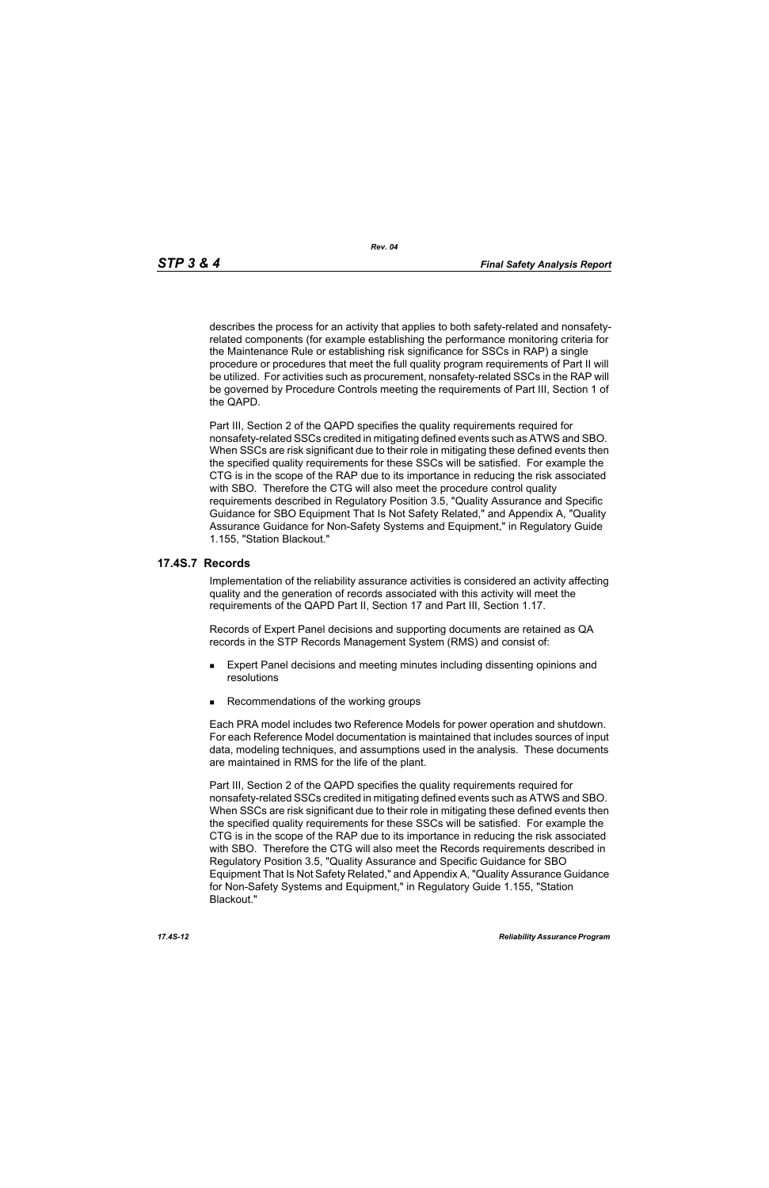describes the process for an activity that applies to both safety-related and nonsafety-related components (for example establishing the performance monitoring criteria for the Maintenance Rule or establishing risk significance for SSCs in RAP) a single procedure or procedures that meet the full quality program requirements of Part II will be utilized. For activities such as procurement, nonsafety-related SSCs in the RAP will be governed by Procedure Controls meeting the requirements of Part III, Section 1 of the QAPD.

Part III, Section 2 of the QAPD specifies the quality requirements required for nonsafety-related SSCs credited in mitigating defined events such as ATWS and SBO. When SSCs are risk significant due to their role in mitigating these defined events then the specified quality requirements for these SSCs will be satisfied. For example the CTG is in the scope of the RAP due to its importance in reducing the risk associated with SBO. Therefore the CTG will also meet the procedure control quality requirements described in Regulatory Position 3.5, "Quality Assurance and Specific Guidance for SBO Equipment That Is Not Safety Related," and Appendix A, "Quality Assurance Guidance for Non-Safety Systems and Equipment," in Regulatory Guide 1.155, "Station Blackout."

## 17.4S.7 Records

Implementation of the reliability assurance activities is considered an activity affecting quality and the generation of records associated with this activity will meet the requirements of the QAPD Part II, Section 17 and Part III, Section 1.17.

Records of Expert Panel decisions and supporting documents are retained as QA records in the STP Records Management System (RMS) and consist of:

- Expert Panel decisions and meeting minutes including dissenting opinions and resolutions
- Recommendations of the working groups

Each PRA model includes two Reference Models for power operation and shutdown. For each Reference Model documentation is maintained that includes sources of input data, modeling techniques, and assumptions used in the analysis. These documents are maintained in RMS for the life of the plant.

Part III, Section 2 of the QAPD specifies the quality requirements required for nonsafety-related SSCs credited in mitigating defined events such as ATWS and SBO. When SSCs are risk significant due to their role in mitigating these defined events then the specified quality requirements for these SSCs will be satisfied. For example the CTG is in the scope of the RAP due to its importance in reducing the risk associated with SBO. Therefore the CTG will also meet the Records requirements described in Regulatory Position 3.5, "Quality Assurance and Specific Guidance for SBO Equipment That Is Not Safety Related," and Appendix A, "Quality Assurance Guidance for Non-Safety Systems and Equipment," in Regulatory Guide 1.155, "Station Blackout."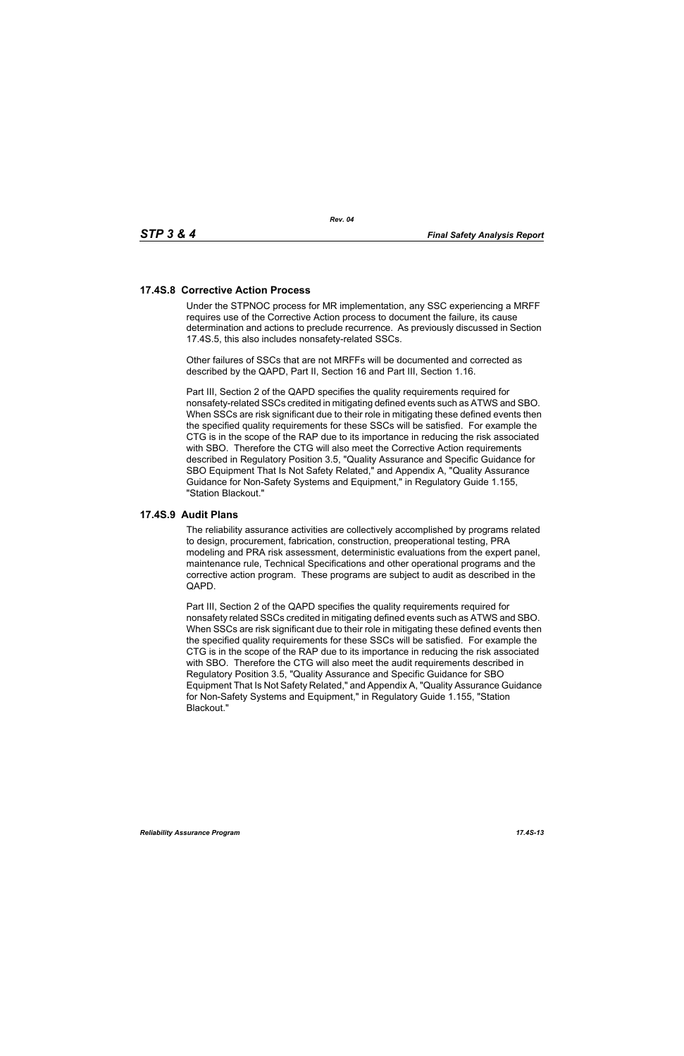## 17.4S.8 Corrective Action Process

Under the STPNOC process for MR implementation, any SSC experiencing a MRFF requires use of the Corrective Action process to document the failure, its cause determination and actions to preclude recurrence. As previously discussed in Section 17.4S.5, this also includes nonsafety-related SSCs.

Other failures of SSCs that are not MRFFs will be documented and corrected as described by the QAPD, Part II, Section 16 and Part III, Section 1.16.

Part III, Section 2 of the QAPD specifies the quality requirements required for nonsafety-related SSCs credited in mitigating defined events such as ATWS and SBO. When SSCs are risk significant due to their role in mitigating these defined events then the specified quality requirements for these SSCs will be satisfied. For example the CTG is in the scope of the RAP due to its importance in reducing the risk associated with SBO. Therefore the CTG will also meet the Corrective Action requirements described in Regulatory Position 3.5, "Quality Assurance and Specific Guidance for SBO Equipment That Is Not Safety Related," and Appendix A, "Quality Assurance Guidance for Non-Safety Systems and Equipment," in Regulatory Guide 1.155, "Station Blackout."

## 17.4S.9 Audit Plans

The reliability assurance activities are collectively accomplished by programs related to design, procurement, fabrication, construction, preoperational testing, PRA modeling and PRA risk assessment, deterministic evaluations from the expert panel, maintenance rule, Technical Specifications and other operational programs and the corrective action program. These programs are subject to audit as described in the QAPD.

Part III, Section 2 of the QAPD specifies the quality requirements required for nonsafety related SSCs credited in mitigating defined events such as ATWS and SBO. When SSCs are risk significant due to their role in mitigating these defined events then the specified quality requirements for these SSCs will be satisfied. For example the CTG is in the scope of the RAP due to its importance in reducing the risk associated with SBO. Therefore the CTG will also meet the audit requirements described in Regulatory Position 3.5, "Quality Assurance and Specific Guidance for SBO Equipment That Is Not Safety Related," and Appendix A, "Quality Assurance Guidance for Non-Safety Systems and Equipment," in Regulatory Guide 1.155, "Station Blackout."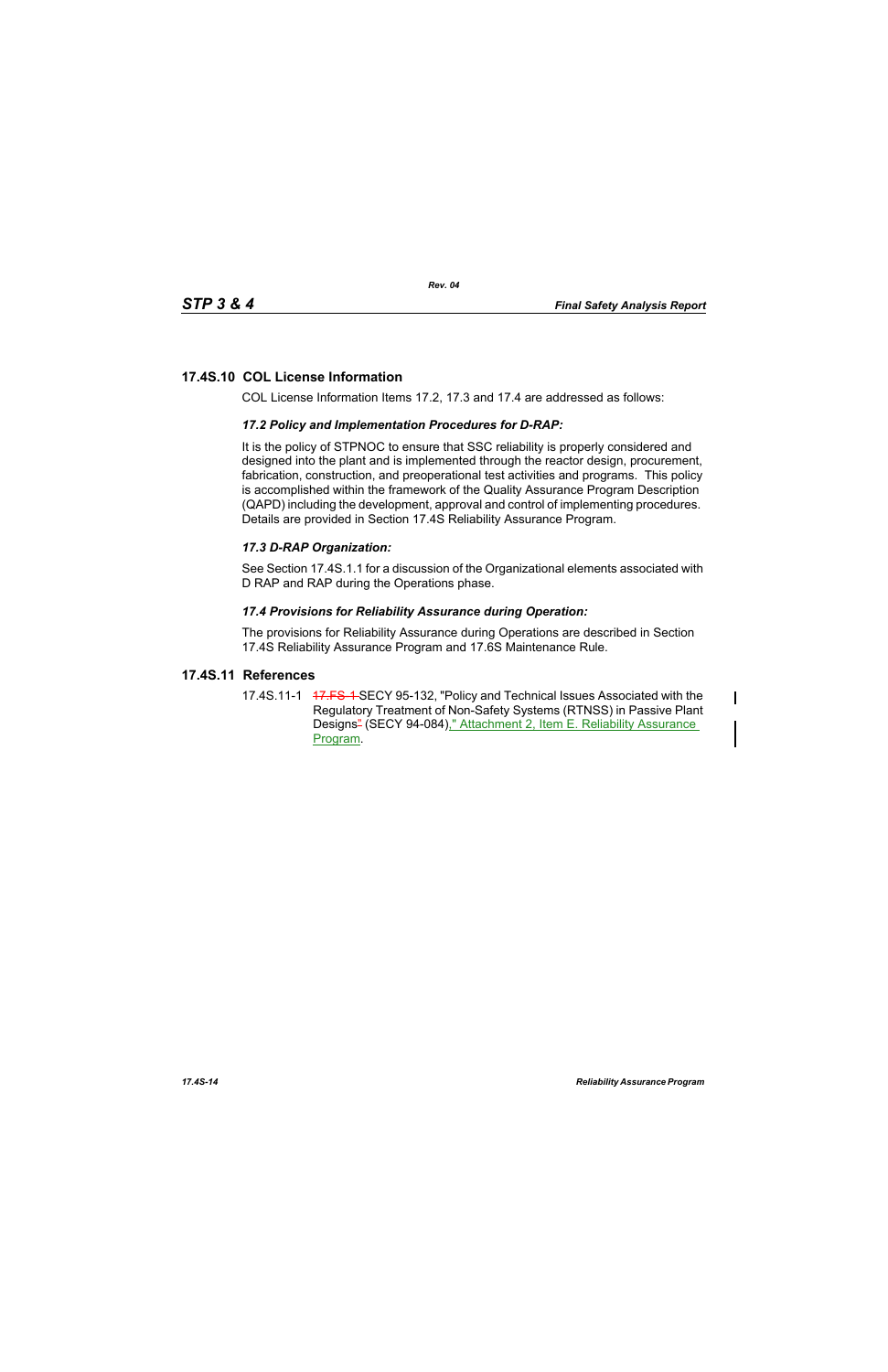## 17.4S.10 COL License Information

COL License Information Items 17.2, 17.3 and 17.4 are addressed as follows:

***17.2 Policy and Implementation Procedures for D-RAP:***

It is the policy of STPNOC to ensure that SSC reliability is properly considered and designed into the plant and is implemented through the reactor design, procurement, fabrication, construction, and preoperational test activities and programs. This policy is accomplished within the framework of the Quality Assurance Program Description (QAPD) including the development, approval and control of implementing procedures. Details are provided in Section 17.4S Reliability Assurance Program.

***17.3 D-RAP Organization:***

See Section 17.4S.1.1 for a discussion of the Organizational elements associated with D RAP and RAP during the Operations phase.

***17.4 Provisions for Reliability Assurance during Operation:***

The provisions for Reliability Assurance during Operations are described in Section 17.4S Reliability Assurance Program and 17.6S Maintenance Rule.

## 17.4S.11 References

17.4S.11-1 ~~17.FS-1~~ SECY 95-132, "Policy and Technical Issues Associated with the Regulatory Treatment of Non-Safety Systems (RTNSS) in Passive Plant Designs~~"~~ (SECY 94-084)," Attachment 2, Item E. Reliability Assurance Program.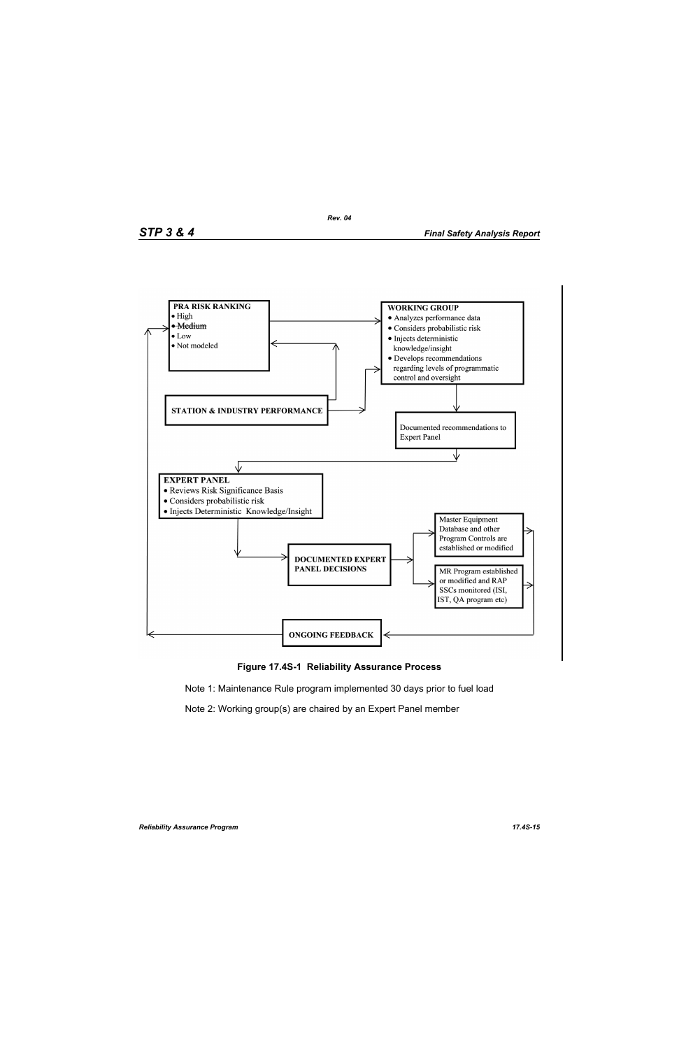**PRA RISK RANKING**
- High
- ~~Medium~~
- Low
- Not modeled

**WORKING GROUP**
- Analyzes performance data
- Considers probabilistic risk
- Injects deterministic knowledge/insight
- Develops recommendations regarding levels of programmatic control and oversight

**STATION & INDUSTRY PERFORMANCE**

Documented recommendations to Expert Panel

**EXPERT PANEL**
- Reviews Risk Significance Basis
- Considers probabilistic risk
- Injects Deterministic Knowledge/Insight

**DOCUMENTED EXPERT PANEL DECISIONS**

Master Equipment Database and other Program Controls are established or modified

MR Program established or modified and RAP SSCs monitored (ISI, IST, QA program etc)

**ONGOING FEEDBACK**

**Figure 17.4S-1 Reliability Assurance Process**

Note 1: Maintenance Rule program implemented 30 days prior to fuel load

Note 2: Working group(s) are chaired by an Expert Panel member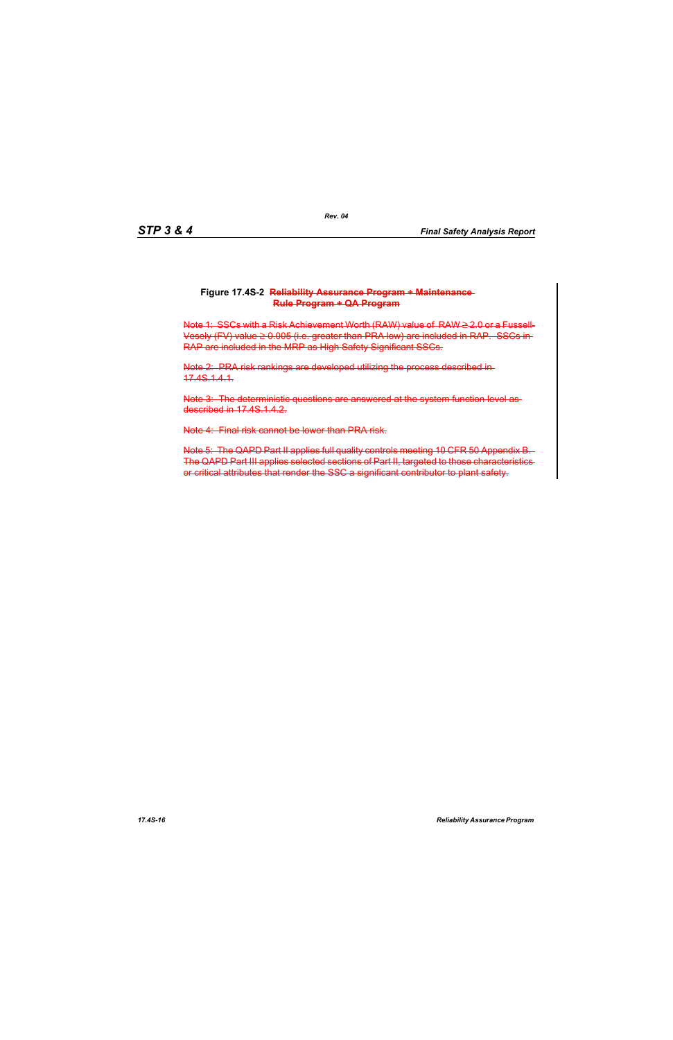**Figure 17.4S-2 ~~Reliability Assurance Program + Maintenance Rule Program + QA Program~~**

~~Note 1: SSCs with a Risk Achievement Worth (RAW) value of RAW ≥ 2.0 or a Fussell-Vesely (FV) value ≥ 0.005 (i.e. greater than PRA low) are included in RAP. SSCs in RAP are included in the MRP as High Safety Significant SSCs.~~

~~Note 2: PRA risk rankings are developed utilizing the process described in 17.4S.1.4.1.~~

~~Note 3: The deterministic questions are answered at the system function level as described in 17.4S.1.4.2.~~

~~Note 4: Final risk cannot be lower than PRA risk.~~

~~Note 5: The QAPD Part II applies full quality controls meeting 10 CFR 50 Appendix B. The QAPD Part III applies selected sections of Part II, targeted to those characteristics or critical attributes that render the SSC a significant contributor to plant safety.~~